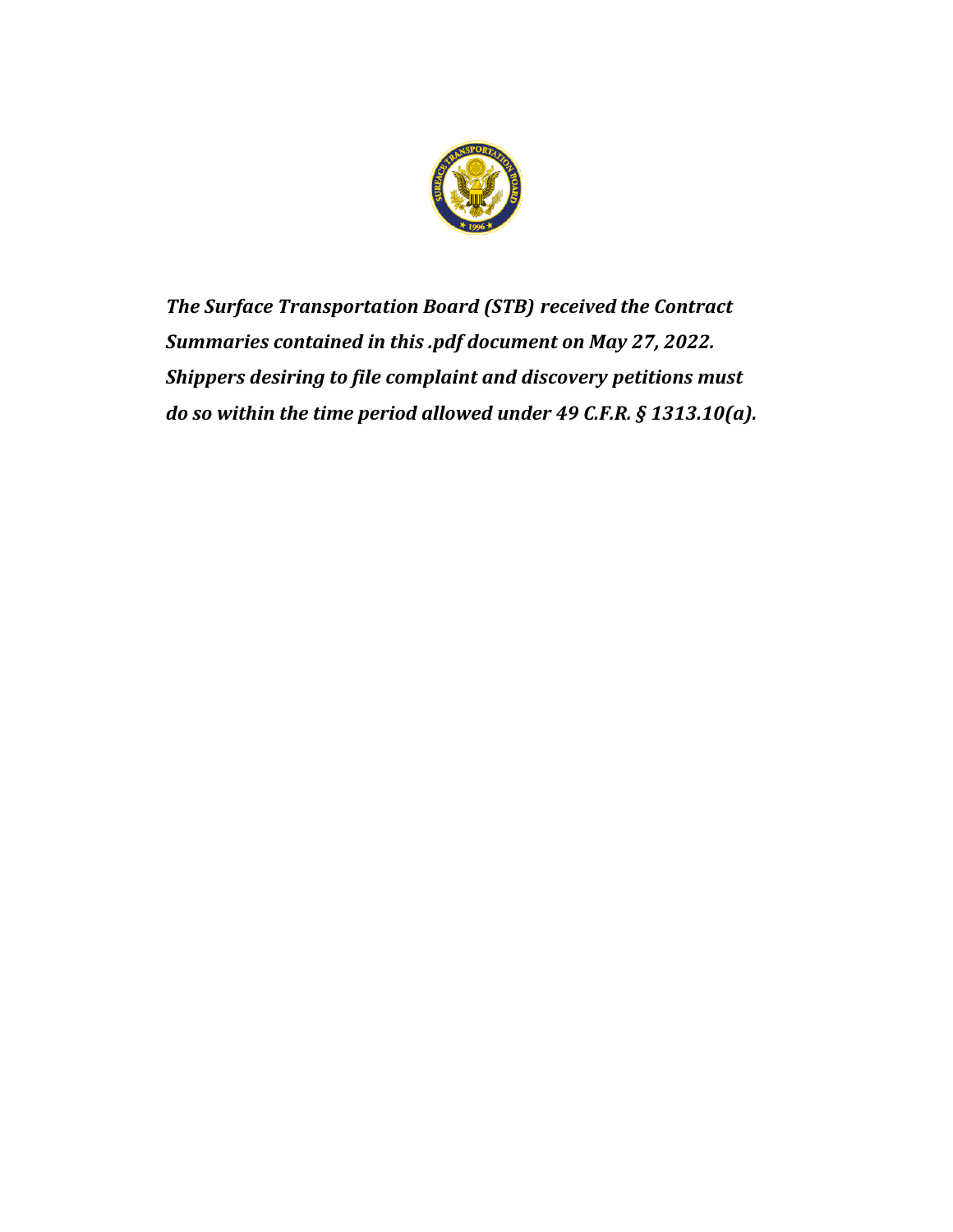***The Surface Transportation Board (STB) received the Contract Summaries contained in this .pdf document on May 27, 2022. Shippers desiring to file complaint and discovery petitions must do so within the time period allowed under 49 C.F.R. § 1313.10(a).***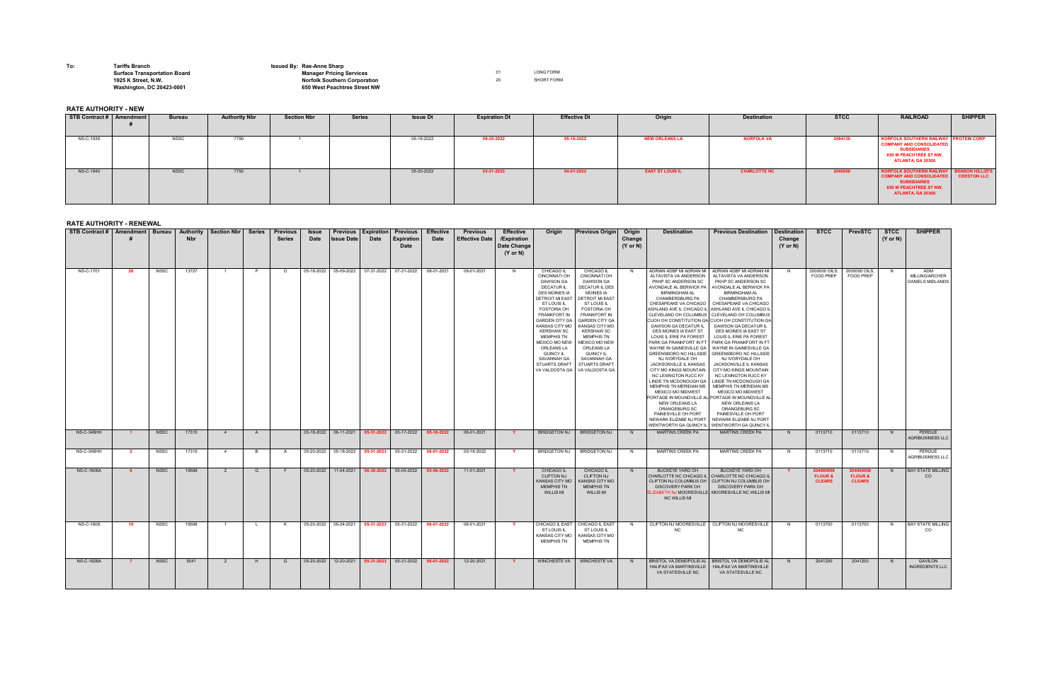**To:** Tariffs Branch
Surface Transportation Board
1925 K Street, N.W.
Washington, DC 20423-0001

**Issued By:** Rae-Anne Sharp
Manager Pricing Services
Norfolk Southern Corporation
650 West Peachtree Street NW

01 LONG FORM
20 SHORT FORM

## RATE AUTHORITY - NEW

| STB Contract # | Amendment # | Bureau | Authority Nbr | Section Nbr | Series | Issue Dt | Expiration Dt | Effective Dt | Origin | Destination | STCC | RAILROAD | SHIPPER |
|---|---|---|---|---|---|---|---|---|---|---|---|---|---|
| NS-C-1939 | | NSSC | 7790 | 1 | | 05-16-2022 | 09-30-2022 | 05-16-2022 | NEW ORLEANS LA | NORFOLK VA | 2094130 | NORFOLK SOUTHERN RAILWAY COMPANY AND CONSOLIDATED SUBSIDIARIES 650 W PEACHTREE ST NW, ATLANTA, GA 30308 | PROTEIN CORP |
| NS-C-1940 | | NSSC | 7792 | 1 | | 05-20-2022 | 03-31-2023 | 04-01-2022 | EAST ST LOUIS IL | CHARLOTTE NC | 2040000 | NORFOLK SOUTHERN RAILWAY COMPANY AND CONSOLIDATED SUBSIDIARIES 650 W PEACHTREE ST NW, ATLANTA, GA 30308 | BENSON HILL/ZFS CRESTON LLC |

## RATE AUTHORITY - RENEWAL

| STB Contract # | Amendment # | Bureau | Authority Nbr | Section Nbr | Series | Previous Series | Issue Date | Previous Issue Date | Expiration Date | Previous Expiration Date | Effective Date | Previous Effective Date | Effective /Expiration Date Change (Y or N) | Origin | Previous Origin | Origin Change (Y or N) | Destination | Previous Destination | Destination Change (Y or N) | STCC | PrevSTC | STCC (Y or N) | SHIPPER |
|---|---|---|---|---|---|---|---|---|---|---|---|---|---|---|---|---|---|---|---|---|---|---|---|
| NS-C-1701 | 26 | NSSC | 13727 | 1 | P | O | 05-18-2022 | 05-09-2022 | 07-31-2022 | 07-31-2022 | 08-01-2021 | 08-01-2021 | N | CHICAGO IL CINCINNATI OH DAWSON GA DECATUR IL DES MOINES IA DETROIT MI EAST ST LOUIS IL FOSTORIA OH FRANKFORT IN GARDEN CITY GA KANSAS CITY MO KERSHAW SC MEMPHIS TN MEXICO MO NEW ORLEANS LA QUINCY IL SAVANNAH GA STUARTS DRAFT VA VALDOSTA GA | CHICAGO IL CINCINNATI OH DAWSON GA DECATUR IL DES MOINES IA DETROIT MI EAST ST LOUIS IL FOSTORIA OH FRANKFORT IN GARDEN CITY GA KANSAS CITY MO KERSHAW SC MEMPHIS TN MEXICO MO NEW ORLEANS LA QUINCY IL SAVANNAH GA STUARTS DRAFT VA VALDOSTA GA | N | ADRIAN ADBF MI ADRIAN MI ALTAVISTA VA ANDERSON PKHP SC ANDERSON SC AVONDALE AL BERWICK PA BIRMINGHAM AL CHAMBERSBURG PA CHESAPEAKE VA CHICAGO ASHLAND AVE IL CHICAGO IL CLEVELAND OH COLUMBUS CUOH OH CONSTITUTION GA DAWSON GA DECATUR IL DES MOINES IA EAST ST LOUIS IL ERIE PA FOREST PARK GA FRANKFORT IN FT WAYNE IN GAINESVILLE GA GREENSBORO NC HILLSIDE NJ IVORYDALE OH JACKSONVILLE IL KANSAS CITY MO KINGS MOUNTAIN NC LEXINGTON RJCC KY LINDE TN MCDONOUGH GA MEMPHIS TN MERIDIAN MS MEXICO MO MIDWEST PORTAGE IN MOUNDVILLE AL NEW ORLEANS LA ORANGEBURG SC PAINESVILLE OH PORT NEWARK ELIZABE NJ PORT WENTWORTH GA QUINCY IL | ADRIAN ADBF MI ADRIAN MI ALTAVISTA VA ANDERSON PKHP SC ANDERSON SC AVONDALE AL BERWICK PA BIRMINGHAM AL CHAMBERSBURG PA CHESAPEAKE VA CHICAGO ASHLAND AVE IL CHICAGO IL CLEVELAND OH COLUMBUS CUOH OH CONSTITUTION GA DAWSON GA DECATUR IL DES MOINES IA EAST ST LOUIS IL ERIE PA FOREST PARK GA FRANKFORT IN FT WAYNE IN GAINESVILLE GA GREENSBORO NC HILLSIDE NJ IVORYDALE OH JACKSONVILLE IL KANSAS CITY MO KINGS MOUNTAIN NC LEXINGTON RJCC KY LINDE TN MCDONOUGH GA MEMPHIS TN MERIDIAN MS MEXICO MO MIDWEST PORTAGE IN MOUNDVILLE AL NEW ORLEANS LA ORANGEBURG SC PAINESVILLE OH PORT NEWARK ELIZABE NJ PORT WENTWORTH GA QUINCY IL | N | 2000000 OILS, FOOD PREP | 2000000 OILS, FOOD PREP | N | ADM MILLING/ARCHER DANIELS MIDLANDS |
| NS-C-348HH | 1 | NSSC | 17315 | 4 | A | | 05-18-2022 | 06-11-2021 | 05-31-2022 | 05-17-2022 | 05-18-2022 | 06-01-2021 | Y | BRIDGETON NJ | BRIDGETON NJ | N | MARTINS CREEK PA | MARTINS CREEK PA | N | 0113710 | 0113710 | N | PERDUE AGRIBUSINESS LLC |
| NS-C-348HH | 2 | NSSC | 17315 | 4 | B | A | 05-20-2022 | 05-18-2022 | 05-31-2023 | 05-31-2022 | 06-01-2022 | 05-18-2022 | Y | BRIDGETON NJ | BRIDGETON NJ | N | MARTINS CREEK PA | MARTINS CREEK PA | N | 0113710 | 0113710 | N | PERDUE AGRIBUSINESS LLC |
| NS-C-1608A | 6 | NSSC | 19598 | 2 | G | F | 05-20-2022 | 11-04-2021 | 06-30-2022 | 05-05-2022 | 05-06-2022 | 11-01-2021 | Y | CHICAGO IL CLIFTON NJ KANSAS CITY MO MEMPHIS TN WILLIS MI | CHICAGO IL CLIFTON NJ KANSAS CITY MO MEMPHIS TN WILLIS MI | N | BUCKEYE YARD OH CHARLOTTE NC CHICAGO IL CLIFTON NJ COLUMBUS OH DISCOVERY PARK OH ELIZABETH NJ MOORESVILLE NC WILLIS MI | BUCKEYE YARD OH CHARLOTTE NC CHICAGO IL CLIFTON NJ COLUMBUS OH DISCOVERY PARK OH MOORESVILLE NC WILLIS MI | Y | 204000008 FLOUR & CLEARS | 204000008 FLOUR & CLEARS | N | BAY STATE MILLING CO |
| NS-C-1608 | 10 | NSSC | 19598 | 1 | L | K | 05-20-2022 | 05-24-2021 | 05-31-2023 | 05-31-2022 | 06-01-2022 | 06-01-2021 | Y | CHICAGO IL EAST ST LOUIS IL KANSAS CITY MO MEMPHIS TN | CHICAGO IL EAST ST LOUIS IL KANSAS CITY MO MEMPHIS TN | N | CLIFTON NJ MOORESVILLE NC | CLIFTON NJ MOORESVILLE NC | N | 0113700 | 0113700 | N | BAY STATE MILLING CO |
| NS-C-1828A | 7 | NSSC | 5041 | 2 | H | G | 05-20-2022 | 12-20-2021 | 05-31-2023 | 05-31-2022 | 06-01-2022 | 12-20-2021 | Y | WINCHESTE VA | WINCHESTE VA | N | BRISTOL VA DEMOPOLIS AL HALIFAX VA MARTINSVILLE VA STATESVILLE NC | BRISTOL VA DEMOPOLIS AL HALIFAX VA MARTINSVILLE VA STATESVILLE NC | N | 2041200 | 2041200 | N | GAVILON INGREDIENTS LLC |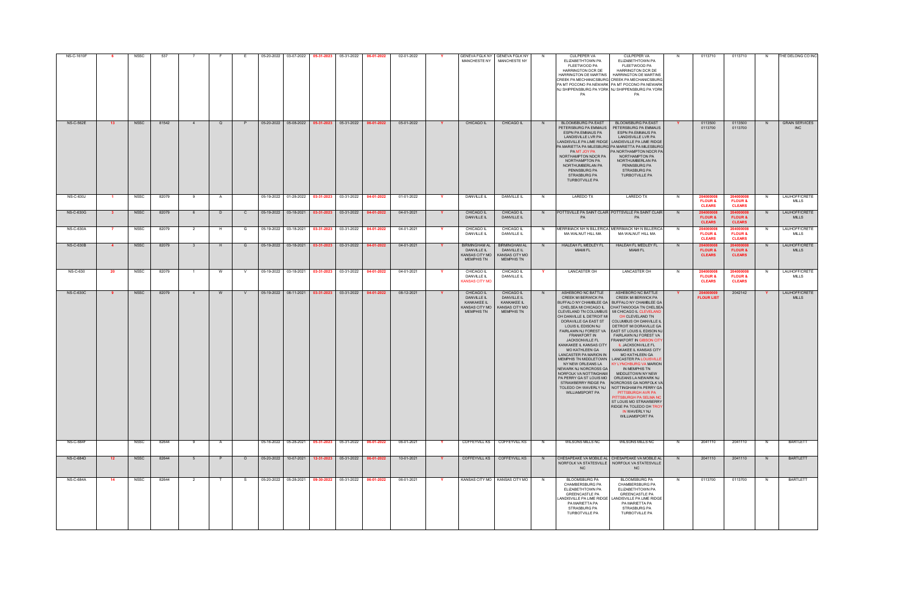| | | | | | | | | | | | | | | | | | | | | | | | | | |
|---|---|---|---|---|---|---|---|---|---|---|---|---|---|---|---|---|---|---|---|---|---|---|---|---|---|
| NS-C-1610F | 6 | NSSC | 537 | 7 | F | E | 05-20-2022 | 03-07-2022 | 05-31-2023 | 05-31-2022 | 06-01-2022 | 02-01-2022 | Y | GENEVA FGLK NY MANCHESTE NY | GENEVA FGLK NY MANCHESTE NY | N | CULPEPER VA ELIZABETHTOWN PA FLEETWOOD PA HARRINGTON DCR DE HARRINGTON DE MARTINS CREEK PA MECHANICSBURG PA MT POCONO PA NEWARK NJ SHIPPENSBURG PA YORK PA | CULPEPER VA ELIZABETHTOWN PA FLEETWOOD PA HARRINGTON DCR DE HARRINGTON DE MARTINS CREEK PA MECHANICSBURG PA MT POCONO PA NEWARK NJ SHIPPENSBURG PA YORK PA | N | 0113710 | 0113710 | N | THE DELONG CO INC |
| NS-C-562E | 13 | NSSC | 81542 | 4 | Q | P | 05-20-2022 | 05-08-2022 | 05-31-2023 | 05-31-2022 | 06-01-2022 | 05-01-2022 | Y | CHICAGO IL | CHICAGO IL | N | BLOOMSBURG PA EAST PETERSBURG PA EMMAUS ESPN PA EMMAUS PA LANDISVILLE LVR PA LANDISVILLE PA LIME RIDGE PA MARIETTA PA MILESBURG PA MT JOY PA NORTHAMPTON NDCR PA NORTHAMPTON PA NORTHUMBERLAN PA PENNSBURG PA STRASBURG PA TURBOTVILLE PA | BLOOMSBURG PA EAST PETERSBURG PA EMMAUS ESPN PA EMMAUS PA LANDISVILLE LVR PA LANDISVILLE PA LIME RIDGE PA MARIETTA PA MILESBURG PA NORTHAMPTON NDCR PA NORTHAMPTON PA NORTHUMBERLAN PA PENNSBURG PA STRASBURG PA TURBOTVILLE PA | Y | 0113500 0113700 | 0113500 0113700 | N | GRAIN SERVICES INC |
| NS-C-630J | 1 | NSSC | 82079 | 9 | A | | 05-19-2022 | 01-28-2022 | 03-31-2023 | 03-31-2022 | 04-01-2022 | 01-01-2022 | Y | DANVILLE IL | DANVILLE IL | N | LAREDO TX | LAREDO TX | N | 204000008 FLOUR & CLEARS | 204000008 FLOUR & CLEARS | N | LAUHOFF/CRETE MILLS |
| NS-C-630G | 3 | NSSC | 82079 | 6 | D | C | 05-19-2022 | 03-18-2021 | 03-31-2023 | 03-31-2022 | 04-01-2022 | 04-01-2021 | Y | CHICAGO IL DANVILLE IL | CHICAGO IL DANVILLE IL | N | POTTSVILLE PA SAINT CLAIR PA | POTTSVILLE PA SAINT CLAIR PA | N | 204000008 FLOUR & CLEARS | 204000008 FLOUR & CLEARS | N | LAUHOFF/CRETE MILLS |
| NS-C-630A | 7 | NSSC | 82079 | 2 | H | G | 05-19-2022 | 03-18-2021 | 03-31-2023 | 03-31-2022 | 04-01-2022 | 04-01-2021 | Y | CHICAGO IL DANVILLE IL | CHICAGO IL DANVILLE IL | N | MERRIMACK NH N BILLERICA MA WALNUT HILL MA | MERRIMACK NH N BILLERICA MA WALNUT HILL MA | N | 204000008 FLOUR & CLEARS | 204000008 FLOUR & CLEARS | N | LAUHOFF/CRETE MILLS |
| NS-C-630B | 4 | NSSC | 82079 | 3 | H | G | 05-19-2022 | 03-18-2021 | 03-31-2023 | 03-31-2022 | 04-01-2022 | 04-01-2021 | Y | BIRMINGHAM AL DANVILLE IL KANSAS CITY MO MEMPHIS TN | BIRMINGHAM AL DANVILLE IL KANSAS CITY MO MEMPHIS TN | N | HIALEAH FL MEDLEY FL MIAMI FL | HIALEAH FL MEDLEY FL MIAMI FL | N | 204000008 FLOUR & CLEARS | 204000008 FLOUR & CLEARS | N | LAUHOFF/CRETE MILLS |
| NS-C-630 | 20 | NSSC | 82079 | 1 | W | V | 05-19-2022 | 03-18-2021 | 03-31-2023 | 03-31-2022 | 04-01-2022 | 04-01-2021 | Y | CHICAGO IL DANVILLE IL KANSAS CITY MO | CHICAGO IL DANVILLE IL | Y | LANCASTER OH | LANCASTER OH | N | 204000008 FLOUR & CLEARS | 204000008 FLOUR & CLEARS | N | LAUHOFF/CRETE MILLS |
| NS-C-630C | 9 | NSSC | 82079 | 4 | W | V | 05-19-2022 | 08-11-2021 | 03-31-2023 | 03-31-2022 | 04-01-2022 | 08-12-2021 | Y | CHICAGO IL DANVILLE IL KANKAKEE IL KANSAS CITY MO MEMPHIS TN | CHICAGO IL DANVILLE IL KANKAKEE IL KANSAS CITY MO MEMPHIS TN | N | ASHEBORO NC BATTLE CREEK MI BERWICK PA BUFFALO NY CHAMBLEE GA CHELSEA MI CHICAGO IL CLEVELAND TN COLUMBUS OH DANVILLE IL DETROIT MI DORAVILLE GA EAST ST LOUIS IL EDISON NJ FAIRLAWN NJ FOREST VA FRANKFORT IN JACKSONVILLE FL KANKAKEE IL KANSAS CITY MO KATHLEEN GA LANCASTER PA MARION IN MEMPHIS TN MIDDLETOWN NY NEW ORLEANS LA NEWARK NJ NORCROSS GA NORFOLK VA NOTTINGHAM PA PERRY GA ST LOUIS MO STRAWBERRY RIDGE PA TOLEDO OH WAVERLY NJ WILLIAMSPORT PA | ASHEBORO NC BATTLE CREEK MI BERWICK PA BUFFALO NY CHAMBLEE GA CHATTANOOGA TN CHELSEA MI CHICAGO IL CLEVELAND OH CLEVELAND TN COLUMBUS OH DANVILLE IL DETROIT MI DORAVILLE GA EAST ST LOUIS IL EDISON NJ FAIRLAWN NJ FOREST VA FRANKFORT IN GIBSON CITY IL JACKSONVILLE FL KANKAKEE IL KANSAS CITY MO KATHLEEN GA LANCASTER PA LOUISVILLE KY LYNCHBURG VA MARION IN MEMPHIS TN MIDDLETOWN NY NEW ORLEANS LA NEWARK NJ NORCROSS GA NORFOLK VA NOTTINGHAM PA PERRY GA PITTSBURGH AVR PA PITTSBURGH PA SELMA NC ST LOUIS MO STRAWBERRY RIDGE PA TOLEDO OH TROY IN WAVERLY NJ WILLIAMSPORT PA | Y | 204000009 FLOUR LIST | 2042142 | Y | LAUHOFF/CRETE MILLS |
| NS-C-684F | | NSSC | 82644 | 9 | A | | 05-16-2022 | 05-28-2021 | 05-31-2023 | 05-31-2022 | 06-01-2022 | 06-01-2021 | Y | COFFEYVILL KS | COFFEYVILL KS | N | WILSONS MILLS NC | WILSONS MILLS NC | N | 2041110 | 2041110 | N | BARTLETT |
| NS-C-684D | 12 | NSSC | 82644 | 5 | P | O | 05-20-2022 | 10-07-2021 | 12-31-2023 | 05-31-2022 | 06-01-2022 | 10-01-2021 | Y | COFFEYVILL KS | COFFEYVILL KS | N | CHESAPEAKE VA MOBILE AL NORFOLK VA STATESVILLE NC | CHESAPEAKE VA MOBILE AL NORFOLK VA STATESVILLE NC | N | 2041110 | 2041110 | N | BARTLETT |
| NS-C-684A | 14 | NSSC | 82644 | 2 | T | S | 05-20-2022 | 05-28-2021 | 09-30-2022 | 05-31-2022 | 06-01-2022 | 06-01-2021 | Y | KANSAS CITY MO | KANSAS CITY MO | N | BLOOMSBURG PA CHAMBERSBURG PA ELIZABETHTOWN PA GREENCASTLE PA LANDISVILLE PA LIME RIDGE PA MARIETTA PA STRASBURG PA TURBOTVILLE PA | BLOOMSBURG PA CHAMBERSBURG PA ELIZABETHTOWN PA GREENCASTLE PA LANDISVILLE PA LIME RIDGE PA MARIETTA PA STRASBURG PA TURBOTVILLE PA | N | 0113700 | 0113700 | N | BARTLETT |